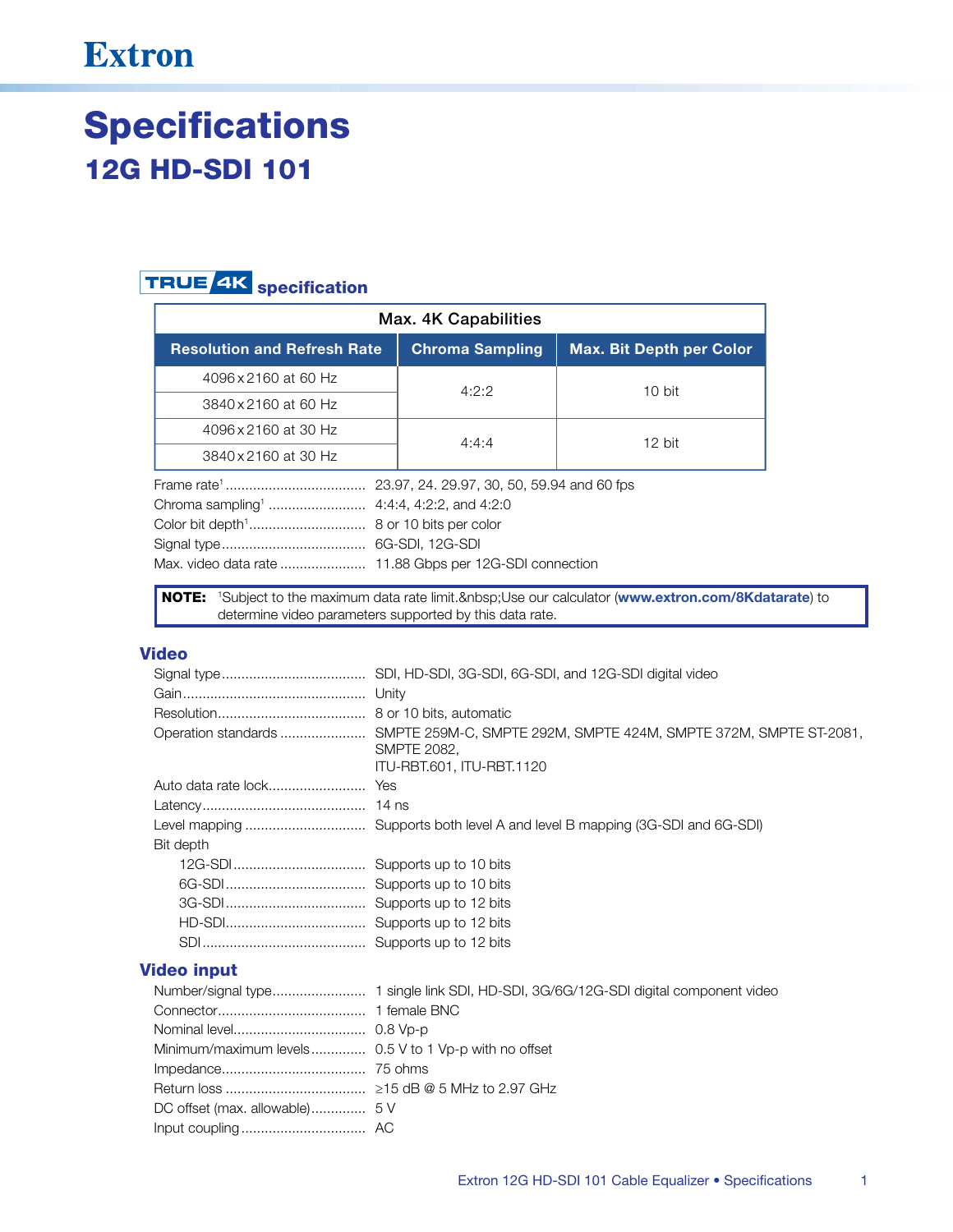# Extron

# Specifications

## 12G HD-SDI 101

### TRUE 4K specification

| Max. 4K Capabilities | | |
|---|---|---|
| **Resolution and Refresh Rate** | **Chroma Sampling** | **Max. Bit Depth per Color** |
| 4096 x 2160 at 60 Hz | 4:2:2 | 10 bit |
| 3840 x 2160 at 60 Hz | | |
| 4096 x 2160 at 30 Hz | 4:4:4 | 12 bit |
| 3840 x 2160 at 30 Hz | | |

Frame rate[1] .................................... 23.97, 24. 29.97, 30, 50, 59.94 and 60 fps
Chroma sampling[1] ......................... 4:4:4, 4:2:2, and 4:2:0
Color bit depth[1] .............................. 8 or 10 bits per color
Signal type ...................................... 6G-SDI, 12G-SDI
Max. video data rate ...................... 11.88 Gbps per 12G-SDI connection

> **NOTE:** [1]Subject to the maximum data rate limit.&nbsp;Use our calculator (**www.extron.com/8Kdatarate**) to determine video parameters supported by this data rate.

### Video

Signal type ...................................... SDI, HD-SDI, 3G-SDI, 6G-SDI, and 12G-SDI digital video
Gain ................................................ Unity
Resolution ....................................... 8 or 10 bits, automatic
Operation standards ...................... SMPTE 259M-C, SMPTE 292M, SMPTE 424M, SMPTE 372M, SMPTE ST-2081, SMPTE 2082,
ITU-RBT.601, ITU-RBT.1120
Auto data rate lock ......................... Yes
Latency ........................................... 14 ns
Level mapping ................................ Supports both level A and level B mapping (3G-SDI and 6G-SDI)
Bit depth
- 12G-SDI .................................. Supports up to 10 bits
- 6G-SDI .................................... Supports up to 10 bits
- 3G-SDI .................................... Supports up to 12 bits
- HD-SDI .................................... Supports up to 12 bits
- SDI .......................................... Supports up to 12 bits

### Video input

Number/signal type ........................ 1 single link SDI, HD-SDI, 3G/6G/12G-SDI digital component video
Connector ....................................... 1 female BNC
Nominal level .................................. 0.8 Vp-p
Minimum/maximum levels .............. 0.5 V to 1 Vp-p with no offset
Impedance ...................................... 75 ohms
Return loss ..................................... ≥15 dB @ 5 MHz to 2.97 GHz
DC offset (max. allowable) .............. 5 V
Input coupling ................................. AC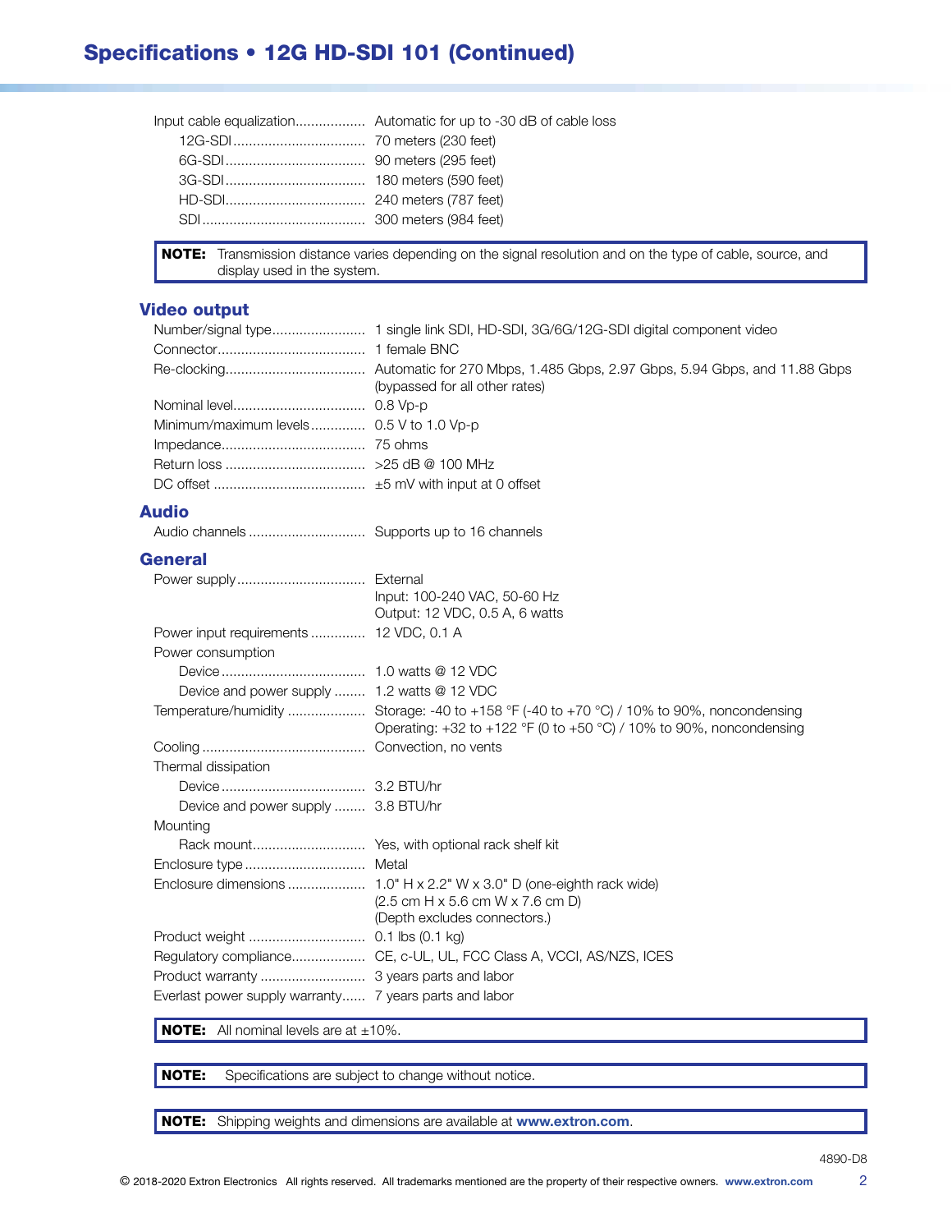## Specifications • 12G HD-SDI 101 (Continued)

| | |
|---|---|
| Input cable equalization | Automatic for up to -30 dB of cable loss |
| 12G-SDI | 70 meters (230 feet) |
| 6G-SDI | 90 meters (295 feet) |
| 3G-SDI | 180 meters (590 feet) |
| HD-SDI | 240 meters (787 feet) |
| SDI | 300 meters (984 feet) |

**NOTE:** Transmission distance varies depending on the signal resolution and on the type of cable, source, and display used in the system.

### Video output

| | |
|---|---|
| Number/signal type | 1 single link SDI, HD-SDI, 3G/6G/12G-SDI digital component video |
| Connector | 1 female BNC |
| Re-clocking | Automatic for 270 Mbps, 1.485 Gbps, 2.97 Gbps, 5.94 Gbps, and 11.88 Gbps (bypassed for all other rates) |
| Nominal level | 0.8 Vp-p |
| Minimum/maximum levels | 0.5 V to 1.0 Vp-p |
| Impedance | 75 ohms |
| Return loss | >25 dB @ 100 MHz |
| DC offset | ±5 mV with input at 0 offset |

### Audio

| | |
|---|---|
| Audio channels | Supports up to 16 channels |

### General

| | |
|---|---|
| Power supply | External<br>Input: 100-240 VAC, 50-60 Hz<br>Output: 12 VDC, 0.5 A, 6 watts |
| Power input requirements | 12 VDC, 0.1 A |
| Power consumption | |
| Device | 1.0 watts @ 12 VDC |
| Device and power supply | 1.2 watts @ 12 VDC |
| Temperature/humidity | Storage: -40 to +158 °F (-40 to +70 °C) / 10% to 90%, noncondensing<br>Operating: +32 to +122 °F (0 to +50 °C) / 10% to 90%, noncondensing |
| Cooling | Convection, no vents |
| Thermal dissipation | |
| Device | 3.2 BTU/hr |
| Device and power supply | 3.8 BTU/hr |
| Mounting | |
| Rack mount | Yes, with optional rack shelf kit |
| Enclosure type | Metal |
| Enclosure dimensions | 1.0" H x 2.2" W x 3.0" D (one-eighth rack wide)<br>(2.5 cm H x 5.6 cm W x 7.6 cm D)<br>(Depth excludes connectors.) |
| Product weight | 0.1 lbs (0.1 kg) |
| Regulatory compliance | CE, c-UL, UL, FCC Class A, VCCI, AS/NZS, ICES |
| Product warranty | 3 years parts and labor |
| Everlast power supply warranty | 7 years parts and labor |

**NOTE:** All nominal levels are at ±10%.

**NOTE:** Specifications are subject to change without notice.

**NOTE:** Shipping weights and dimensions are available at **www.extron.com**.

4890-D8

© 2018-2020 Extron Electronics All rights reserved. All trademarks mentioned are the property of their respective owners. www.extron.com